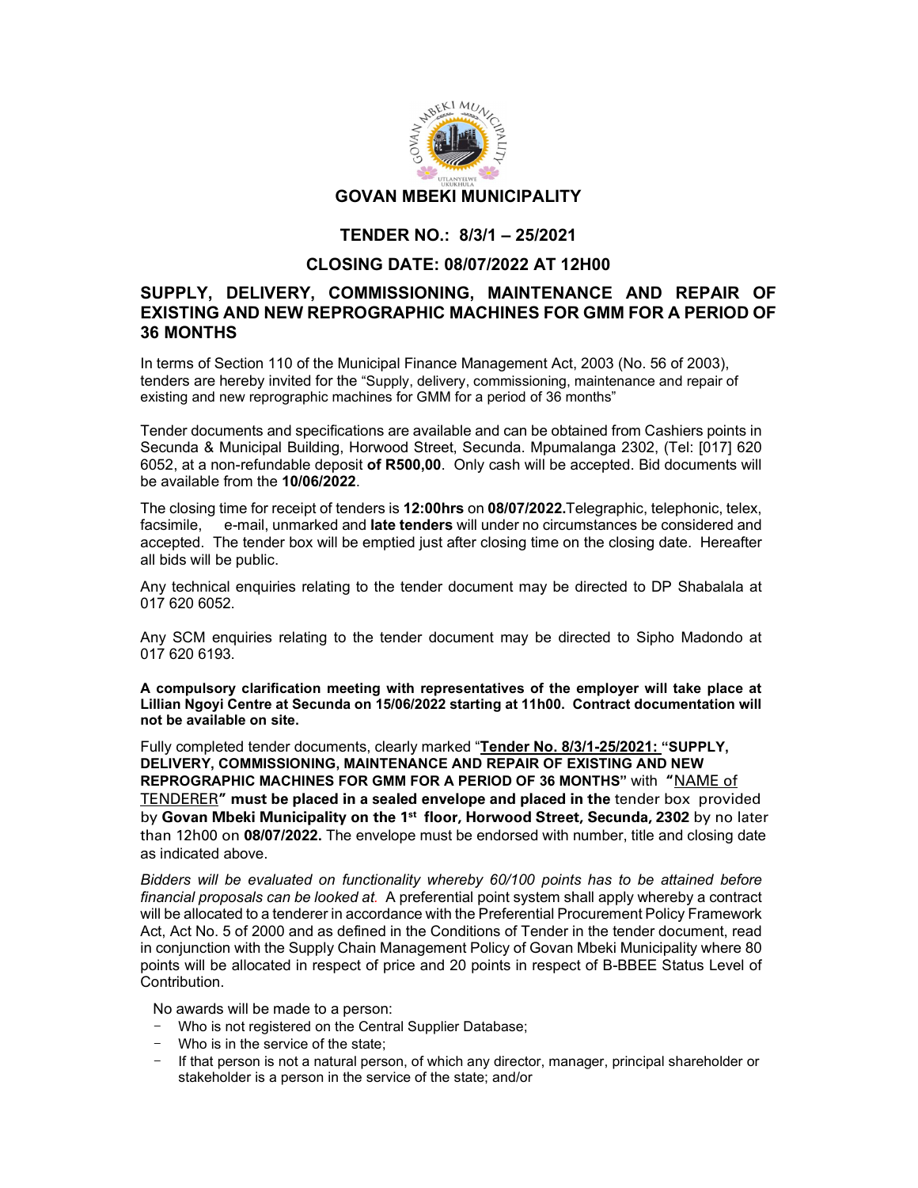# GOVAN MBEKI MUNICIPALITY

## TENDER NO.: 8/3/1 – 25/2021

## CLOSING DATE: 08/07/2022 AT 12H00

## SUPPLY, DELIVERY, COMMISSIONING, MAINTENANCE AND REPAIR OF EXISTING AND NEW REPROGRAPHIC MACHINES FOR GMM FOR A PERIOD OF 36 MONTHS

In terms of Section 110 of the Municipal Finance Management Act, 2003 (No. 56 of 2003), tenders are hereby invited for the "Supply, delivery, commissioning, maintenance and repair of existing and new reprographic machines for GMM for a period of 36 months"

Tender documents and specifications are available and can be obtained from Cashiers points in Secunda & Municipal Building, Horwood Street, Secunda. Mpumalanga 2302, (Tel: [017] 620 6052, at a non-refundable deposit **of R500,00**. Only cash will be accepted. Bid documents will be available from the **10/06/2022**.

The closing time for receipt of tenders is **12:00hrs** on **08/07/2022.**Telegraphic, telephonic, telex, facsimile, e-mail, unmarked and **late tenders** will under no circumstances be considered and accepted. The tender box will be emptied just after closing time on the closing date. Hereafter all bids will be public.

Any technical enquiries relating to the tender document may be directed to DP Shabalala at 017 620 6052.

Any SCM enquiries relating to the tender document may be directed to Sipho Madondo at 017 620 6193.

**A compulsory clarification meeting with representatives of the employer will take place at Lillian Ngoyi Centre at Secunda on 15/06/2022 starting at 11h00. Contract documentation will not be available on site.**

Fully completed tender documents, clearly marked "**Tender No. 8/3/1-25/2021: "SUPPLY, DELIVERY, COMMISSIONING, MAINTENANCE AND REPAIR OF EXISTING AND NEW REPROGRAPHIC MACHINES FOR GMM FOR A PERIOD OF 36 MONTHS"** with **"**NAME of TENDERER**" must be placed in a sealed envelope and placed in the** tender box provided by **Govan Mbeki Municipality on the 1st floor, Horwood Street, Secunda, 2302** by no later than 12h00 on **08/07/2022.** The envelope must be endorsed with number, title and closing date as indicated above.

*Bidders will be evaluated on functionality whereby 60/100 points has to be attained before financial proposals can be looked at.* A preferential point system shall apply whereby a contract will be allocated to a tenderer in accordance with the Preferential Procurement Policy Framework Act, Act No. 5 of 2000 and as defined in the Conditions of Tender in the tender document, read in conjunction with the Supply Chain Management Policy of Govan Mbeki Municipality where 80 points will be allocated in respect of price and 20 points in respect of B-BBEE Status Level of Contribution.

No awards will be made to a person:

- Who is not registered on the Central Supplier Database;
- Who is in the service of the state;
- If that person is not a natural person, of which any director, manager, principal shareholder or stakeholder is a person in the service of the state; and/or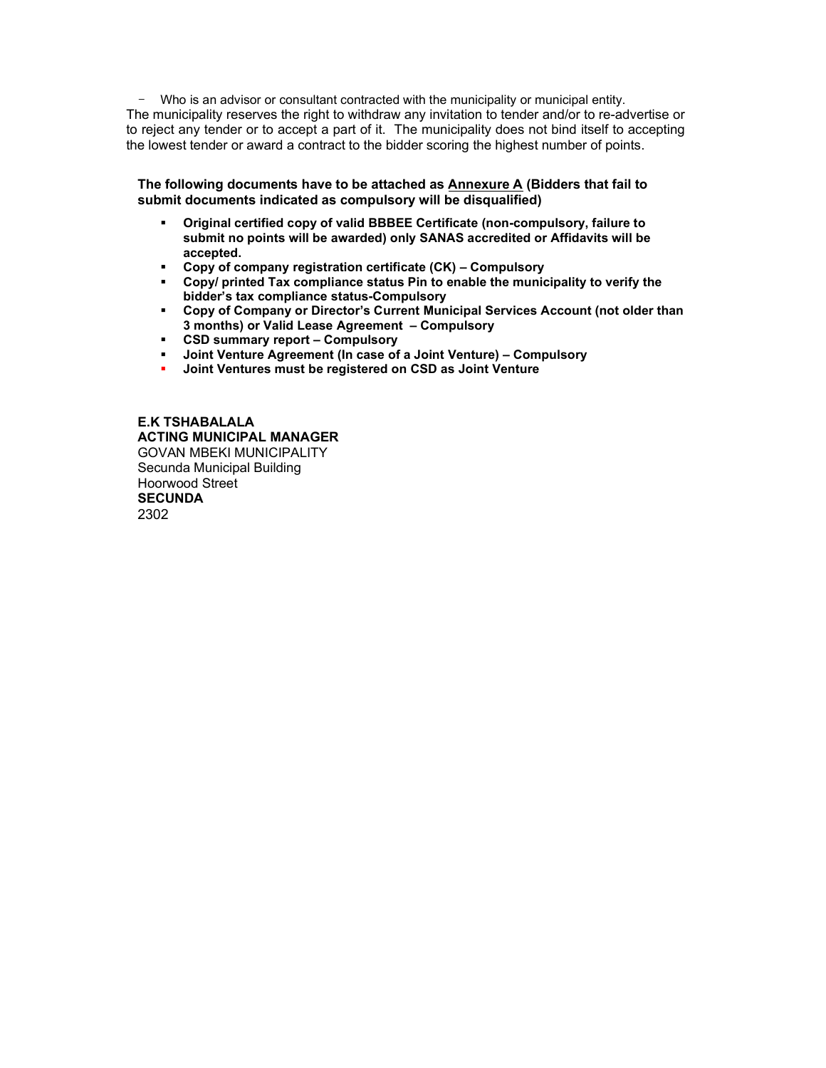- Who is an advisor or consultant contracted with the municipality or municipal entity.

The municipality reserves the right to withdraw any invitation to tender and/or to re-advertise or to reject any tender or to accept a part of it. The municipality does not bind itself to accepting the lowest tender or award a contract to the bidder scoring the highest number of points.

**The following documents have to be attached as <u>Annexure A</u> (Bidders that fail to submit documents indicated as compulsory will be disqualified)**

- **Original certified copy of valid BBBEE Certificate (non-compulsory, failure to submit no points will be awarded) only SANAS accredited or Affidavits will be accepted.**
- **Copy of company registration certificate (CK) – Compulsory**
- **Copy/ printed Tax compliance status Pin to enable the municipality to verify the bidder's tax compliance status-Compulsory**
- **Copy of Company or Director's Current Municipal Services Account (not older than 3 months) or Valid Lease Agreement – Compulsory**
- **CSD summary report – Compulsory**
- **Joint Venture Agreement (In case of a Joint Venture) – Compulsory**
- **Joint Ventures must be registered on CSD as Joint Venture**

**E.K TSHABALALA**
**ACTING MUNICIPAL MANAGER**
GOVAN MBEKI MUNICIPALITY
Secunda Municipal Building
Hoorwood Street
**SECUNDA**
2302